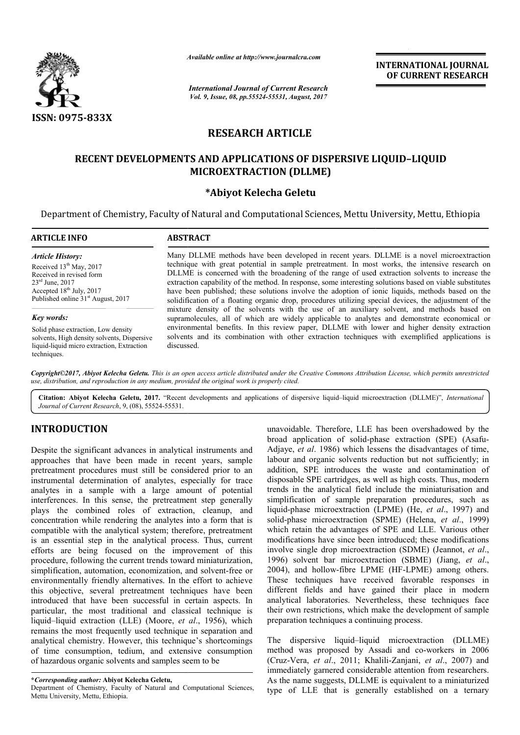ISSN: 0975-833X

*Available online at http://www.journalcra.com*

*International Journal of Current Research*
*Vol. 9, Issue, 08, pp.55524-55531, August, 2017*

**INTERNATIONAL JOURNAL OF CURRENT RESEARCH**

# RESEARCH ARTICLE

# RECENT DEVELOPMENTS AND APPLICATIONS OF DISPERSIVE LIQUID–LIQUID MICROEXTRACTION (DLLME)

**\*Abiyot Kelecha Geletu**

Department of Chemistry, Faculty of Natural and Computational Sciences, Mettu University, Mettu, Ethiopia

**ARTICLE INFO**

*Article History:*

Received 13th May, 2017
Received in revised form
23rd June, 2017
Accepted 18th July, 2017
Published online 31st August, 2017

*Key words:*

Solid phase extraction, Low density solvents, High density solvents, Dispersive liquid-liquid micro extraction, Extraction techniques.

**ABSTRACT**

Many DLLME methods have been developed in recent years. DLLME is a novel microextraction technique with great potential in sample pretreatment. In most works, the intensive research on DLLME is concerned with the broadening of the range of used extraction solvents to increase the extraction capability of the method. In response, some interesting solutions based on viable substitutes have been published; these solutions involve the adoption of ionic liquids, methods based on the solidification of a floating organic drop, procedures utilizing special devices, the adjustment of the mixture density of the solvents with the use of an auxiliary solvent, and methods based on supramolecules, all of which are widely applicable to analytes and demonstrate economical or environmental benefits. In this review paper, DLLME with lower and higher density extraction solvents and its combination with other extraction techniques with exemplified applications is discussed.

*Copyright©2017, Abiyot Kelecha Geletu. This is an open access article distributed under the Creative Commons Attribution License, which permits unrestricted use, distribution, and reproduction in any medium, provided the original work is properly cited.*

**Citation: Abiyot Kelecha Geletu, 2017.** "Recent developments and applications of dispersive liquid–liquid microextraction (DLLME)", *International Journal of Current Research*, 9, (08), 55524-55531.

## INTRODUCTION

Despite the significant advances in analytical instruments and approaches that have been made in recent years, sample pretreatment procedures must still be considered prior to an instrumental determination of analytes, especially for trace analytes in a sample with a large amount of potential interferences. In this sense, the pretreatment step generally plays the combined roles of extraction, cleanup, and concentration while rendering the analytes into a form that is compatible with the analytical system; therefore, pretreatment is an essential step in the analytical process. Thus, current efforts are being focused on the improvement of this procedure, following the current trends toward miniaturization, simplification, automation, economization, and solvent-free or environmentally friendly alternatives. In the effort to achieve this objective, several pretreatment techniques have been introduced that have been successful in certain aspects. In particular, the most traditional and classical technique is liquid–liquid extraction (LLE) (Moore, *et al*., 1956), which remains the most frequently used technique in separation and analytical chemistry. However, this technique's shortcomings of time consumption, tedium, and extensive consumption of hazardous organic solvents and samples seem to be unavoidable. Therefore, LLE has been overshadowed by the broad application of solid-phase extraction (SPE) (Asafu-Adjaye, *et al*. 1986) which lessens the disadvantages of time, labour and organic solvents reduction but not sufficiently; in addition, SPE introduces the waste and contamination of disposable SPE cartridges, as well as high costs. Thus, modern trends in the analytical field include the miniaturisation and simplification of sample preparation procedures, such as liquid-phase microextraction (LPME) (He, *et al*., 1997) and solid-phase microextraction (SPME) (Helena, *et al*., 1999) which retain the advantages of SPE and LLE. Various other modifications have since been introduced; these modifications involve single drop microextraction (SDME) (Jeannot, *et al*., 1996) solvent bar microextraction (SBME) (Jiang, *et al*., 2004), and hollow-fibre LPME (HF-LPME) among others. These techniques have received favorable responses in different fields and have gained their place in modern analytical laboratories. Nevertheless, these techniques face their own restrictions, which make the development of sample preparation techniques a continuing process.

The dispersive liquid–liquid microextraction (DLLME) method was proposed by Assadi and co-workers in 2006 (Cruz-Vera, *et al*., 2011; Khalili-Zanjani, *et al*., 2007) and immediately garnered considerable attention from researchers. As the name suggests, DLLME is equivalent to a miniaturized type of LLE that is generally established on a ternary

**\*Corresponding author: Abiyot Kelecha Geletu,**
Department of Chemistry, Faculty of Natural and Computational Sciences, Mettu University, Mettu, Ethiopia.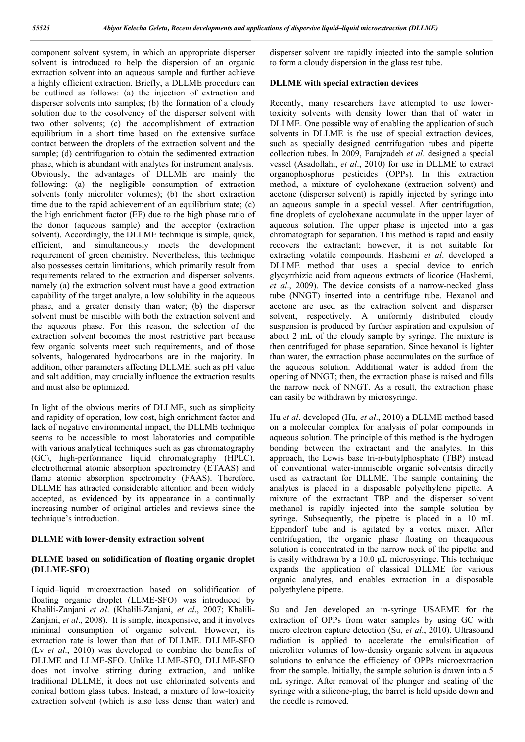component solvent system, in which an appropriate disperser solvent is introduced to help the dispersion of an organic extraction solvent into an aqueous sample and further achieve a highly efficient extraction. Briefly, a DLLME procedure can be outlined as follows: (a) the injection of extraction and disperser solvents into samples; (b) the formation of a cloudy solution due to the cosolvency of the disperser solvent with two other solvents; (c) the accomplishment of extraction equilibrium in a short time based on the extensive surface contact between the droplets of the extraction solvent and the sample; (d) centrifugation to obtain the sedimented extraction phase, which is abundant with analytes for instrument analysis. Obviously, the advantages of DLLME are mainly the following: (a) the negligible consumption of extraction solvents (only microliter volumes); (b) the short extraction time due to the rapid achievement of an equilibrium state; (c) the high enrichment factor (EF) due to the high phase ratio of the donor (aqueous sample) and the acceptor (extraction solvent). Accordingly, the DLLME technique is simple, quick, efficient, and simultaneously meets the development requirement of green chemistry. Nevertheless, this technique also possesses certain limitations, which primarily result from requirements related to the extraction and disperser solvents, namely (a) the extraction solvent must have a good extraction capability of the target analyte, a low solubility in the aqueous phase, and a greater density than water; (b) the disperser solvent must be miscible with both the extraction solvent and the aqueous phase. For this reason, the selection of the extraction solvent becomes the most restrictive part because few organic solvents meet such requirements, and of those solvents, halogenated hydrocarbons are in the majority. In addition, other parameters affecting DLLME, such as pH value and salt addition, may crucially influence the extraction results and must also be optimized.

In light of the obvious merits of DLLME, such as simplicity and rapidity of operation, low cost, high enrichment factor and lack of negative environmental impact, the DLLME technique seems to be accessible to most laboratories and compatible with various analytical techniques such as gas chromatography (GC), high-performance liquid chromatography (HPLC), electrothermal atomic absorption spectrometry (ETAAS) and flame atomic absorption spectrometry (FAAS). Therefore, DLLME has attracted considerable attention and been widely accepted, as evidenced by its appearance in a continually increasing number of original articles and reviews since the technique's introduction.

## DLLME with lower-density extraction solvent

### DLLME based on solidification of floating organic droplet (DLLME-SFO)

Liquid–liquid microextraction based on solidification of floating organic droplet (LLME-SFO) was introduced by Khalili-Zanjani *et al*. (Khalili-Zanjani, *et al*., 2007; Khalili-Zanjani, *et al*., 2008). It is simple, inexpensive, and it involves minimal consumption of organic solvent. However, its extraction rate is lower than that of DLLME. DLLME-SFO (Lv *et al*., 2010) was developed to combine the benefits of DLLME and LLME-SFO. Unlike LLME-SFO, DLLME-SFO does not involve stirring during extraction, and unlike traditional DLLME, it does not use chlorinated solvents and conical bottom glass tubes. Instead, a mixture of low-toxicity extraction solvent (which is also less dense than water) and disperser solvent are rapidly injected into the sample solution to form a cloudy dispersion in the glass test tube.

### DLLME with special extraction devices

Recently, many researchers have attempted to use lower-toxicity solvents with density lower than that of water in DLLME. One possible way of enabling the application of such solvents in DLLME is the use of special extraction devices, such as specially designed centrifugation tubes and pipette collection tubes. In 2009, Farajzadeh *et al*. designed a special vessel (Asadollahi, *et al*., 2010) for use in DLLME to extract organophosphorus pesticides (OPPs). In this extraction method, a mixture of cyclohexane (extraction solvent) and acetone (disperser solvent) is rapidly injected by syringe into an aqueous sample in a special vessel. After centrifugation, fine droplets of cyclohexane accumulate in the upper layer of aqueous solution. The upper phase is injected into a gas chromatograph for separation. This method is rapid and easily recovers the extractant; however, it is not suitable for extracting volatile compounds. Hashemi *et al*. developed a DLLME method that uses a special device to enrich glycyrrhizic acid from aqueous extracts of licorice (Hashemi, *et al*., 2009). The device consists of a narrow-necked glass tube (NNGT) inserted into a centrifuge tube. Hexanol and acetone are used as the extraction solvent and disperser solvent, respectively. A uniformly distributed cloudy suspension is produced by further aspiration and expulsion of about 2 mL of the cloudy sample by syringe. The mixture is then centrifuged for phase separation. Since hexanol is lighter than water, the extraction phase accumulates on the surface of the aqueous solution. Additional water is added from the opening of NNGT; then, the extraction phase is raised and fills the narrow neck of NNGT. As a result, the extraction phase can easily be withdrawn by microsyringe.

Hu *et al*. developed (Hu, *et al*., 2010) a DLLME method based on a molecular complex for analysis of polar compounds in aqueous solution. The principle of this method is the hydrogen bonding between the extractant and the analytes. In this approach, the Lewis base tri-n-butylphosphate (TBP) instead of conventional water-immiscible organic solventsis directly used as extractant for DLLME. The sample containing the analytes is placed in a disposable polyethylene pipette. A mixture of the extractant TBP and the disperser solvent methanol is rapidly injected into the sample solution by syringe. Subsequently, the pipette is placed in a 10 mL Eppendorf tube and is agitated by a vortex mixer. After centrifugation, the organic phase floating on theaqueous solution is concentrated in the narrow neck of the pipette, and is easily withdrawn by a 10.0 µL microsyringe. This technique expands the application of classical DLLME for various organic analytes, and enables extraction in a disposable polyethylene pipette.

Su and Jen developed an in-syringe USAEME for the extraction of OPPs from water samples by using GC with micro electron capture detection (Su, *et al*., 2010). Ultrasound radiation is applied to accelerate the emulsification of microliter volumes of low-density organic solvent in aqueous solutions to enhance the efficiency of OPPs microextraction from the sample. Initially, the sample solution is drawn into a 5 mL syringe. After removal of the plunger and sealing of the syringe with a silicone-plug, the barrel is held upside down and the needle is removed.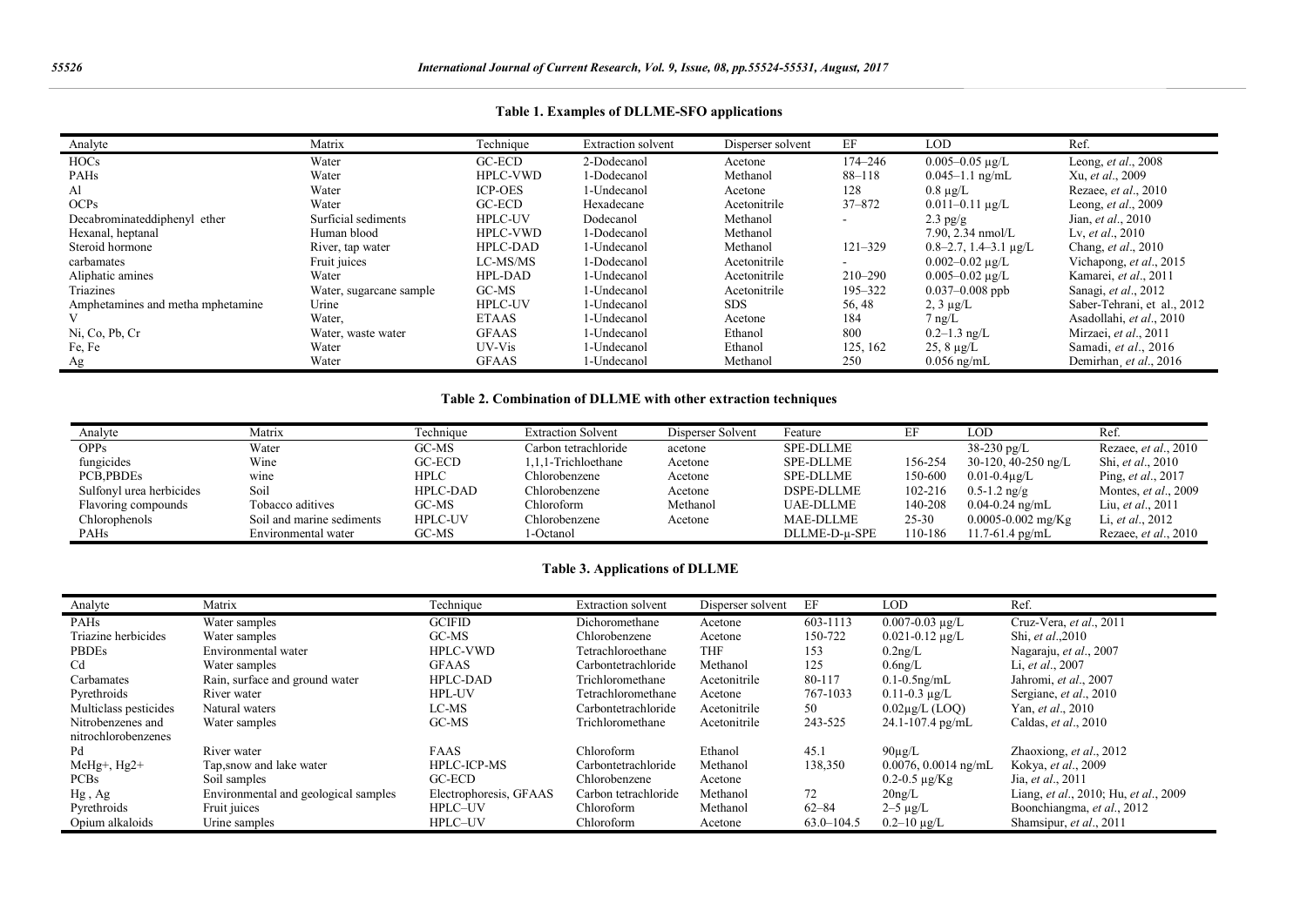**Table 1. Examples of DLLME-SFO applications**

| Analyte | Matrix | Technique | Extraction solvent | Disperser solvent | EF | LOD | Ref. |
|---|---|---|---|---|---|---|---|
| HOCs | Water | GC-ECD | 2-Dodecanol | Acetone | 174–246 | 0.005–0.05 µg/L | Leong, *et al*., 2008 |
| PAHs | Water | HPLC-VWD | 1-Dodecanol | Methanol | 88–118 | 0.045–1.1 ng/mL | Xu, *et al*., 2009 |
| Al | Water | ICP-OES | 1-Undecanol | Acetone | 128 | 0.8 µg/L | Rezaee, *et al*., 2010 |
| OCPs | Water | GC-ECD | Hexadecane | Acetonitrile | 37–872 | 0.011–0.11 µg/L | Leong, *et al*., 2009 |
| Decabrominateddiphenyl ether | Surficial sediments | HPLC-UV | Dodecanol | Methanol | - | 2.3 pg/g | Jian, *et al*., 2010 |
| Hexanal, heptanal | Human blood | HPLC-VWD | 1-Dodecanol | Methanol | | 7.90, 2.34 nmol/L | Lv, *et al*., 2010 |
| Steroid hormone | River, tap water | HPLC-DAD | 1-Undecanol | Methanol | 121–329 | 0.8–2.7, 1.4–3.1 µg/L | Chang, *et al*., 2010 |
| carbamates | Fruit juices | LC-MS/MS | 1-Dodecanol | Acetonitrile | - | 0.002–0.02 µg/L | Vichapong, *et al*., 2015 |
| Aliphatic amines | Water | HPL-DAD | 1-Undecanol | Acetonitrile | 210–290 | 0.005–0.02 µg/L | Kamarei, *et al*., 2011 |
| Triazines | Water, sugarcane sample | GC-MS | 1-Undecanol | Acetonitrile | 195–322 | 0.037–0.008 ppb | Sanagi, *et al*., 2012 |
| Amphetamines and metha mphetamine | Urine | HPLC-UV | 1-Undecanol | SDS | 56, 48 | 2, 3 µg/L | Saber-Tehrani, et al., 2012 |
| V | Water, | ETAAS | 1-Undecanol | Acetone | 184 | 7 ng/L | Asadollahi, *et al*., 2010 |
| Ni, Co, Pb, Cr | Water, waste water | GFAAS | 1-Undecanol | Ethanol | 800 | 0.2–1.3 ng/L | Mirzaei, *et al*., 2011 |
| Fe, Fe | Water | UV-Vis | 1-Undecanol | Ethanol | 125, 162 | 25, 8 µg/L | Samadi, *et al*., 2016 |
| Ag | Water | GFAAS | 1-Undecanol | Methanol | 250 | 0.056 ng/mL | Demirhan, *et al*., 2016 |

**Table 2. Combination of DLLME with other extraction techniques**

| Analyte | Matrix | Technique | Extraction Solvent | Disperser Solvent | Feature | EF | LOD | Ref. |
|---|---|---|---|---|---|---|---|---|
| OPPs | Water | GC-MS | Carbon tetrachloride | acetone | SPE-DLLME | | 38-230 pg/L | Rezaee, *et al*., 2010 |
| fungicides | Wine | GC-ECD | 1,1,1-Trichloethane | Acetone | SPE-DLLME | 156-254 | 30-120, 40-250 ng/L | Shi, *et al*., 2010 |
| PCB,PBDEs | wine | HPLC | Chlorobenzene | Acetone | SPE-DLLME | 150-600 | 0.01-0.4µg/L | Ping, *et al*., 2017 |
| Sulfonyl urea herbicides | Soil | HPLC-DAD | Chlorobenzene | Acetone | DSPE-DLLME | 102-216 | 0.5-1.2 ng/g | Montes, *et al*., 2009 |
| Flavoring compounds | Tobacco aditives | GC-MS | Chloroform | Methanol | UAE-DLLME | 140-208 | 0.04-0.24 ng/mL | Liu, *et al*., 2011 |
| Chlorophenols | Soil and marine sediments | HPLC-UV | Chlorobenzene | Acetone | MAE-DLLME | 25-30 | 0.0005-0.002 mg/Kg | Li, *et al*., 2012 |
| PAHs | Environmental water | GC-MS | 1-Octanol | | DLLME-D-µ-SPE | 110-186 | 11.7-61.4 pg/mL | Rezaee, *et al*., 2010 |

**Table 3. Applications of DLLME**

| Analyte | Matrix | Technique | Extraction solvent | Disperser solvent | EF | LOD | Ref. |
|---|---|---|---|---|---|---|---|
| PAHs | Water samples | GCIFID | Dichoromethane | Acetone | 603-1113 | 0.007-0.03 µg/L | Cruz-Vera, *et al*., 2011 |
| Triazine herbicides | Water samples | GC-MS | Chlorobenzene | Acetone | 150-722 | 0.021-0.12 µg/L | Shi, *et al*.,2010 |
| PBDEs | Environmental water | HPLC-VWD | Tetrachloroethane | THF | 153 | 0.2ng/L | Nagaraju, *et al*., 2007 |
| Cd | Water samples | GFAAS | Carbontetrachloride | Methanol | 125 | 0.6ng/L | Li, *et al*., 2007 |
| Carbamates | Rain, surface and ground water | HPLC-DAD | Trichloromethane | Acetonitrile | 80-117 | 0.1-0.5ng/mL | Jahromi, *et al*., 2007 |
| Pyrethroids | River water | HPL-UV | Tetrachloromethane | Acetone | 767-1033 | 0.11-0.3 µg/L | Sergiane, *et al*., 2010 |
| Multiclass pesticides | Natural waters | LC-MS | Carbontetrachloride | Acetonitrile | 50 | 0.02µg/L (LOQ) | Yan, *et al*., 2010 |
| Nitrobenzenes and nitrochlorobenzenes | Water samples | GC-MS | Trichloromethane | Acetonitrile | 243-525 | 24.1-107.4 pg/mL | Caldas, *et al*., 2010 |
| Pd | River water | FAAS | Chloroform | Ethanol | 45.1 | 90µg/L | Zhaoxiong, *et al*., 2012 |
| MeHg+, Hg2+ | Tap,snow and lake water | HPLC-ICP-MS | Carbontetrachloride | Methanol | 138,350 | 0.0076, 0.0014 ng/mL | Kokya, *et al*., 2009 |
| PCBs | Soil samples | GC-ECD | Chlorobenzene | Acetone | | 0.2-0.5 µg/Kg | Jia, *et al*., 2011 |
| Hg , Ag | Environmental and geological samples | Electrophoresis, GFAAS | Carbon tetrachloride | Methanol | 72 | 20ng/L | Liang, *et al*., 2010; Hu, *et al*., 2009 |
| Pyrethroids | Fruit juices | HPLC–UV | Chloroform | Methanol | 62–84 | 2–5 µg/L | Boonchiangma, *et al*., 2012 |
| Opium alkaloids | Urine samples | HPLC–UV | Chloroform | Acetone | 63.0–104.5 | 0.2–10 µg/L | Shamsipur, *et al*., 2011 |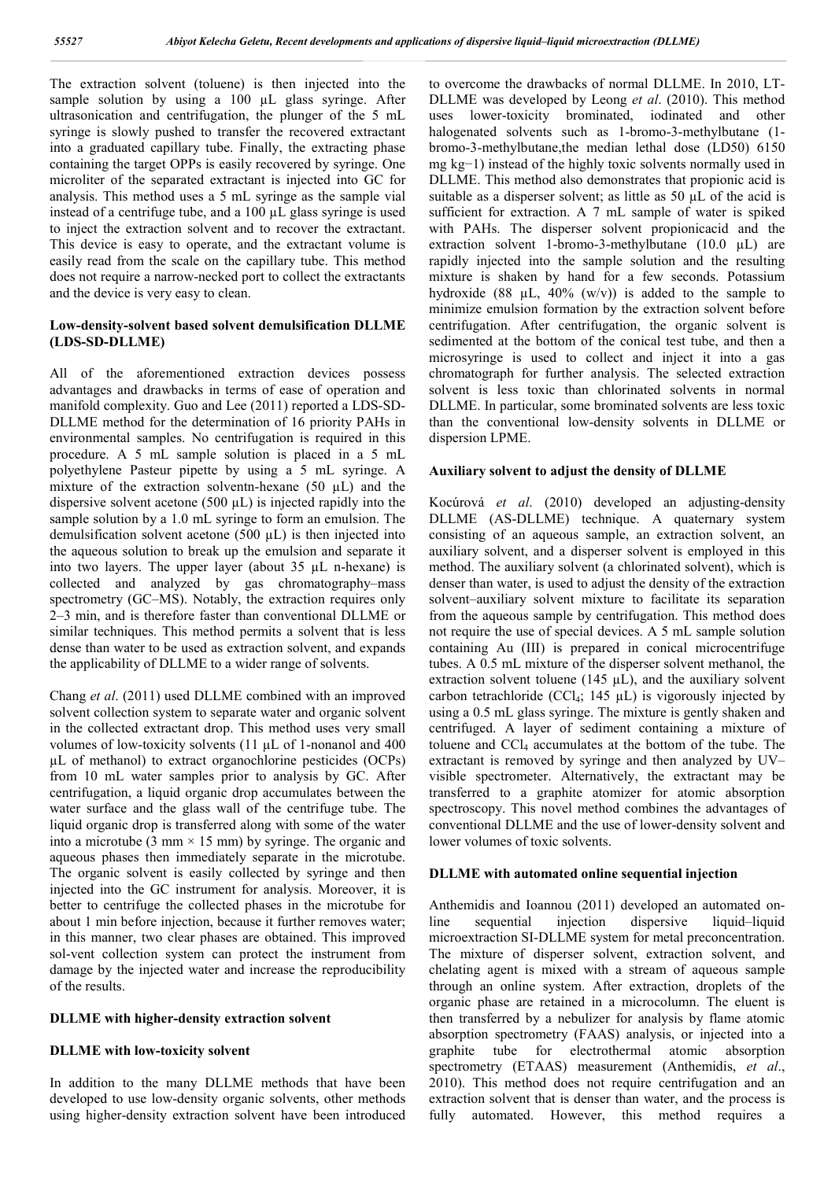The extraction solvent (toluene) is then injected into the sample solution by using a 100 µL glass syringe. After ultrasonication and centrifugation, the plunger of the 5 mL syringe is slowly pushed to transfer the recovered extractant into a graduated capillary tube. Finally, the extracting phase containing the target OPPs is easily recovered by syringe. One microliter of the separated extractant is injected into GC for analysis. This method uses a 5 mL syringe as the sample vial instead of a centrifuge tube, and a 100 µL glass syringe is used to inject the extraction solvent and to recover the extractant. This device is easy to operate, and the extractant volume is easily read from the scale on the capillary tube. This method does not require a narrow-necked port to collect the extractants and the device is very easy to clean.

### Low-density-solvent based solvent demulsification DLLME (LDS-SD-DLLME)

All of the aforementioned extraction devices possess advantages and drawbacks in terms of ease of operation and manifold complexity. Guo and Lee (2011) reported a LDS-SD-DLLME method for the determination of 16 priority PAHs in environmental samples. No centrifugation is required in this procedure. A 5 mL sample solution is placed in a 5 mL polyethylene Pasteur pipette by using a 5 mL syringe. A mixture of the extraction solventn-hexane (50 µL) and the dispersive solvent acetone (500 µL) is injected rapidly into the sample solution by a 1.0 mL syringe to form an emulsion. The demulsification solvent acetone (500 µL) is then injected into the aqueous solution to break up the emulsion and separate it into two layers. The upper layer (about 35 µL n-hexane) is collected and analyzed by gas chromatography–mass spectrometry (GC–MS). Notably, the extraction requires only 2–3 min, and is therefore faster than conventional DLLME or similar techniques. This method permits a solvent that is less dense than water to be used as extraction solvent, and expands the applicability of DLLME to a wider range of solvents.

Chang *et al*. (2011) used DLLME combined with an improved solvent collection system to separate water and organic solvent in the collected extractant drop. This method uses very small volumes of low-toxicity solvents (11 µL of 1-nonanol and 400 µL of methanol) to extract organochlorine pesticides (OCPs) from 10 mL water samples prior to analysis by GC. After centrifugation, a liquid organic drop accumulates between the water surface and the glass wall of the centrifuge tube. The liquid organic drop is transferred along with some of the water into a microtube (3 mm × 15 mm) by syringe. The organic and aqueous phases then immediately separate in the microtube. The organic solvent is easily collected by syringe and then injected into the GC instrument for analysis. Moreover, it is better to centrifuge the collected phases in the microtube for about 1 min before injection, because it further removes water; in this manner, two clear phases are obtained. This improved sol-vent collection system can protect the instrument from damage by the injected water and increase the reproducibility of the results.

### DLLME with higher-density extraction solvent

### DLLME with low-toxicity solvent

In addition to the many DLLME methods that have been developed to use low-density organic solvents, other methods using higher-density extraction solvent have been introduced to overcome the drawbacks of normal DLLME. In 2010, LT-DLLME was developed by Leong *et al*. (2010). This method uses lower-toxicity brominated, iodinated and other halogenated solvents such as 1-bromo-3-methylbutane (1-bromo-3-methylbutane,the median lethal dose (LD50) 6150 mg kg−1) instead of the highly toxic solvents normally used in DLLME. This method also demonstrates that propionic acid is suitable as a disperser solvent; as little as 50 µL of the acid is sufficient for extraction. A 7 mL sample of water is spiked with PAHs. The disperser solvent propionicacid and the extraction solvent 1-bromo-3-methylbutane (10.0 µL) are rapidly injected into the sample solution and the resulting mixture is shaken by hand for a few seconds. Potassium hydroxide (88 µL, 40% (w/v)) is added to the sample to minimize emulsion formation by the extraction solvent before centrifugation. After centrifugation, the organic solvent is sedimented at the bottom of the conical test tube, and then a microsyringe is used to collect and inject it into a gas chromatograph for further analysis. The selected extraction solvent is less toxic than chlorinated solvents in normal DLLME. In particular, some brominated solvents are less toxic than the conventional low-density solvents in DLLME or dispersion LPME.

### Auxiliary solvent to adjust the density of DLLME

Kocúrová *et al*. (2010) developed an adjusting-density DLLME (AS-DLLME) technique. A quaternary system consisting of an aqueous sample, an extraction solvent, an auxiliary solvent, and a disperser solvent is employed in this method. The auxiliary solvent (a chlorinated solvent), which is denser than water, is used to adjust the density of the extraction solvent–auxiliary solvent mixture to facilitate its separation from the aqueous sample by centrifugation. This method does not require the use of special devices. A 5 mL sample solution containing Au (III) is prepared in conical microcentrifuge tubes. A 0.5 mL mixture of the disperser solvent methanol, the extraction solvent toluene (145 µL), and the auxiliary solvent carbon tetrachloride ($CCl_4$; 145 µL) is vigorously injected by using a 0.5 mL glass syringe. The mixture is gently shaken and centrifuged. A layer of sediment containing a mixture of toluene and $CCl_4$ accumulates at the bottom of the tube. The extractant is removed by syringe and then analyzed by UV–visible spectrometer. Alternatively, the extractant may be transferred to a graphite atomizer for atomic absorption spectroscopy. This novel method combines the advantages of conventional DLLME and the use of lower-density solvent and lower volumes of toxic solvents.

### DLLME with automated online sequential injection

Anthemidis and Ioannou (2011) developed an automated on-line sequential injection dispersive liquid–liquid microextraction SI-DLLME system for metal preconcentration. The mixture of disperser solvent, extraction solvent, and chelating agent is mixed with a stream of aqueous sample through an online system. After extraction, droplets of the organic phase are retained in a microcolumn. The eluent is then transferred by a nebulizer for analysis by flame atomic absorption spectrometry (FAAS) analysis, or injected into a graphite tube for electrothermal atomic absorption spectrometry (ETAAS) measurement (Anthemidis, *et al*., 2010). This method does not require centrifugation and an extraction solvent that is denser than water, and the process is fully automated. However, this method requires a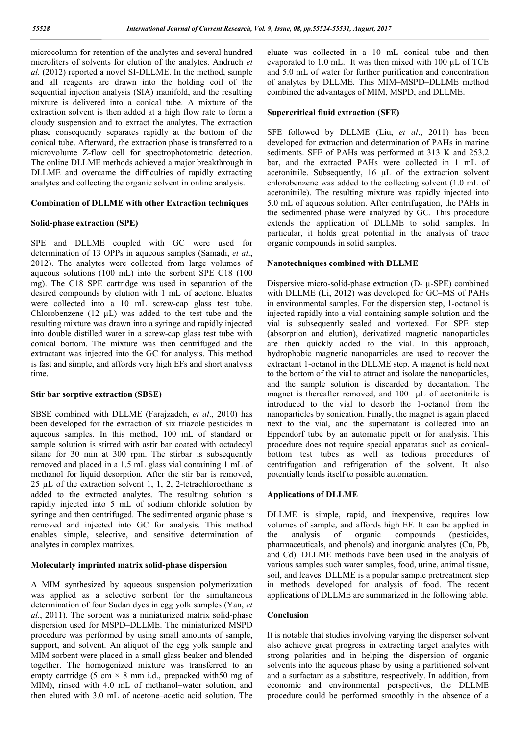microcolumn for retention of the analytes and several hundred microliters of solvents for elution of the analytes. Andruch *et al*. (2012) reported a novel SI-DLLME. In the method, sample and all reagents are drawn into the holding coil of the sequential injection analysis (SIA) manifold, and the resulting mixture is delivered into a conical tube. A mixture of the extraction solvent is then added at a high flow rate to form a cloudy suspension and to extract the analytes. The extraction phase consequently separates rapidly at the bottom of the conical tube. Afterward, the extraction phase is transferred to a microvolume Z-flow cell for spectrophotometric detection. The online DLLME methods achieved a major breakthrough in DLLME and overcame the difficulties of rapidly extracting analytes and collecting the organic solvent in online analysis.

### Combination of DLLME with other Extraction techniques

#### Solid-phase extraction (SPE)

SPE and DLLME coupled with GC were used for determination of 13 OPPs in aqueous samples (Samadi, *et al*., 2012). The analytes were collected from large volumes of aqueous solutions (100 mL) into the sorbent SPE C18 (100 mg). The C18 SPE cartridge was used in separation of the desired compounds by elution with 1 mL of acetone. Eluates were collected into a 10 mL screw-cap glass test tube. Chlorobenzene (12 µL) was added to the test tube and the resulting mixture was drawn into a syringe and rapidly injected into double distilled water in a screw-cap glass test tube with conical bottom. The mixture was then centrifuged and the extractant was injected into the GC for analysis. This method is fast and simple, and affords very high EFs and short analysis time.

#### Stir bar sorptive extraction (SBSE)

SBSE combined with DLLME (Farajzadeh, *et al*., 2010) has been developed for the extraction of six triazole pesticides in aqueous samples. In this method, 100 mL of standard or sample solution is stirred with astir bar coated with octadecyl silane for 30 min at 300 rpm. The stirbar is subsequently removed and placed in a 1.5 mL glass vial containing 1 mL of methanol for liquid desorption. After the stir bar is removed, 25 µL of the extraction solvent 1, 1, 2, 2-tetrachloroethane is added to the extracted analytes. The resulting solution is rapidly injected into 5 mL of sodium chloride solution by syringe and then centrifuged. The sedimented organic phase is removed and injected into GC for analysis. This method enables simple, selective, and sensitive determination of analytes in complex matrixes.

#### Molecularly imprinted matrix solid-phase dispersion

A MIM synthesized by aqueous suspension polymerization was applied as a selective sorbent for the simultaneous determination of four Sudan dyes in egg yolk samples (Yan, *et al*., 2011). The sorbent was a miniaturized matrix solid-phase dispersion used for MSPD–DLLME. The miniaturized MSPD procedure was performed by using small amounts of sample, support, and solvent. An aliquot of the egg yolk sample and MIM sorbent were placed in a small glass beaker and blended together. The homogenized mixture was transferred to an empty cartridge (5 cm × 8 mm i.d., prepacked with50 mg of MIM), rinsed with 4.0 mL of methanol–water solution, and then eluted with 3.0 mL of acetone–acetic acid solution. The eluate was collected in a 10 mL conical tube and then evaporated to 1.0 mL. It was then mixed with 100 µL of TCE and 5.0 mL of water for further purification and concentration of analytes by DLLME. This MIM–MSPD–DLLME method combined the advantages of MIM, MSPD, and DLLME.

#### Supercritical fluid extraction (SFE)

SFE followed by DLLME (Liu, *et al*., 2011) has been developed for extraction and determination of PAHs in marine sediments. SFE of PAHs was performed at 313 K and 253.2 bar, and the extracted PAHs were collected in 1 mL of acetonitrile. Subsequently, 16 µL of the extraction solvent chlorobenzene was added to the collecting solvent (1.0 mL of acetonitrile). The resulting mixture was rapidly injected into 5.0 mL of aqueous solution. After centrifugation, the PAHs in the sedimented phase were analyzed by GC. This procedure extends the application of DLLME to solid samples. In particular, it holds great potential in the analysis of trace organic compounds in solid samples.

#### Nanotechniques combined with DLLME

Dispersive micro-solid-phase extraction (D- µ-SPE) combined with DLLME (Li, 2012) was developed for GC–MS of PAHs in environmental samples. For the dispersion step, 1-octanol is injected rapidly into a vial containing sample solution and the vial is subsequently sealed and vortexed. For SPE step (absorption and elution), derivatized magnetic nanoparticles are then quickly added to the vial. In this approach, hydrophobic magnetic nanoparticles are used to recover the extractant 1-octanol in the DLLME step. A magnet is held next to the bottom of the vial to attract and isolate the nanoparticles, and the sample solution is discarded by decantation. The magnet is thereafter removed, and 100 µL of acetonitrile is introduced to the vial to desorb the 1-octanol from the nanoparticles by sonication. Finally, the magnet is again placed next to the vial, and the supernatant is collected into an Eppendorf tube by an automatic pipett or for analysis. This procedure does not require special apparatus such as conical-bottom test tubes as well as tedious procedures of centrifugation and refrigeration of the solvent. It also potentially lends itself to possible automation.

### Applications of DLLME

DLLME is simple, rapid, and inexpensive, requires low volumes of sample, and affords high EF. It can be applied in the analysis of organic compounds (pesticides, pharmaceuticals, and phenols) and inorganic analytes (Cu, Pb, and Cd). DLLME methods have been used in the analysis of various samples such water samples, food, urine, animal tissue, soil, and leaves. DLLME is a popular sample pretreatment step in methods developed for analysis of food. The recent applications of DLLME are summarized in the following table.

### Conclusion

It is notable that studies involving varying the disperser solvent also achieve great progress in extracting target analytes with strong polarities and in helping the dispersion of organic solvents into the aqueous phase by using a partitioned solvent and a surfactant as a substitute, respectively. In addition, from economic and environmental perspectives, the DLLME procedure could be performed smoothly in the absence of a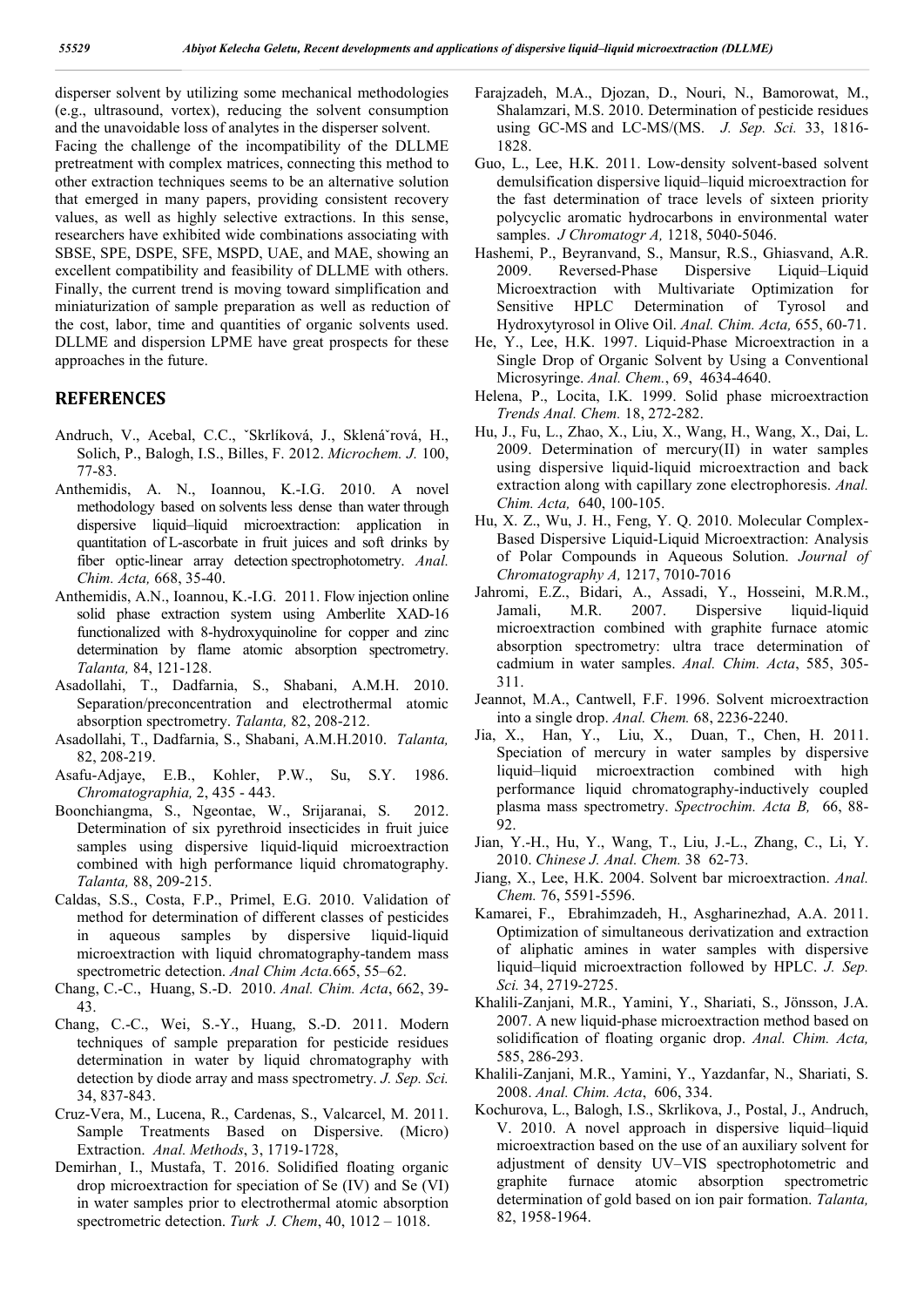disperser solvent by utilizing some mechanical methodologies (e.g., ultrasound, vortex), reducing the solvent consumption and the unavoidable loss of analytes in the disperser solvent.

Facing the challenge of the incompatibility of the DLLME pretreatment with complex matrices, connecting this method to other extraction techniques seems to be an alternative solution that emerged in many papers, providing consistent recovery values, as well as highly selective extractions. In this sense, researchers have exhibited wide combinations associating with SBSE, SPE, DSPE, SFE, MSPD, UAE, and MAE, showing an excellent compatibility and feasibility of DLLME with others. Finally, the current trend is moving toward simplification and miniaturization of sample preparation as well as reduction of the cost, labor, time and quantities of organic solvents used. DLLME and dispersion LPME have great prospects for these approaches in the future.

## REFERENCES

- Andruch, V., Acebal, C.C., ˇSkrlíková, J., Sklenáˇrová, H., Solich, P., Balogh, I.S., Billes, F. 2012. *Microchem. J.* 100, 77-83.
- Anthemidis, A. N., Ioannou, K.-I.G. 2010. A novel methodology based on solvents less dense than water through dispersive liquid–liquid microextraction: application in quantitation of L-ascorbate in fruit juices and soft drinks by fiber optic-linear array detection spectrophotometry. *Anal. Chim. Acta,* 668, 35-40.
- Anthemidis, A.N., Ioannou, K.-I.G. 2011. Flow injection online solid phase extraction system using Amberlite XAD-16 functionalized with 8-hydroxyquinoline for copper and zinc determination by flame atomic absorption spectrometry. *Talanta,* 84, 121-128.
- Asadollahi, T., Dadfarnia, S., Shabani, A.M.H. 2010. Separation/preconcentration and electrothermal atomic absorption spectrometry. *Talanta,* 82, 208-212.
- Asadollahi, T., Dadfarnia, S., Shabani, A.M.H.2010. *Talanta,* 82, 208-219.
- Asafu-Adjaye, E.B., Kohler, P.W., Su, S.Y. 1986. *Chromatographia,* 2, 435 - 443.
- Boonchiangma, S., Ngeontae, W., Srijaranai, S. 2012. Determination of six pyrethroid insecticides in fruit juice samples using dispersive liquid-liquid microextraction combined with high performance liquid chromatography. *Talanta,* 88, 209-215.
- Caldas, S.S., Costa, F.P., Primel, E.G. 2010. Validation of method for determination of different classes of pesticides in aqueous samples by dispersive liquid-liquid microextraction with liquid chromatography-tandem mass spectrometric detection. *Anal Chim Acta.*665, 55–62.
- Chang, C.-C., Huang, S.-D. 2010. *Anal. Chim. Acta*, 662, 39-43.
- Chang, C.-C., Wei, S.-Y., Huang, S.-D. 2011. Modern techniques of sample preparation for pesticide residues determination in water by liquid chromatography with detection by diode array and mass spectrometry. *J. Sep. Sci.* 34, 837-843.
- Cruz-Vera, M., Lucena, R., Cardenas, S., Valcarcel, M. 2011. Sample Treatments Based on Dispersive. (Micro) Extraction. *Anal. Methods*, 3, 1719-1728,
- Demirhan¸ I., Mustafa, T. 2016. Solidified floating organic drop microextraction for speciation of Se (IV) and Se (VI) in water samples prior to electrothermal atomic absorption spectrometric detection. *Turk J. Chem*, 40, 1012 – 1018.
- Farajzadeh, M.A., Djozan, D., Nouri, N., Bamorowat, M., Shalamzari, M.S. 2010. Determination of pesticide residues using GC-MS and LC-MS/(MS. *J. Sep. Sci.* 33, 1816-1828.
- Guo, L., Lee, H.K. 2011. Low-density solvent-based solvent demulsification dispersive liquid–liquid microextraction for the fast determination of trace levels of sixteen priority polycyclic aromatic hydrocarbons in environmental water samples. *J Chromatogr A,* 1218, 5040-5046.
- Hashemi, P., Beyranvand, S., Mansur, R.S., Ghiasvand, A.R. 2009. Reversed-Phase Dispersive Liquid–Liquid Microextraction with Multivariate Optimization for Sensitive HPLC Determination of Tyrosol and Hydroxytyrosol in Olive Oil. *Anal. Chim. Acta,* 655, 60-71.
- He, Y., Lee, H.K. 1997. Liquid-Phase Microextraction in a Single Drop of Organic Solvent by Using a Conventional Microsyringe. *Anal. Chem.*, 69, 4634-4640.
- Helena, P., Locita, I.K. 1999. Solid phase microextraction *Trends Anal. Chem.* 18, 272-282.
- Hu, J., Fu, L., Zhao, X., Liu, X., Wang, H., Wang, X., Dai, L. 2009. Determination of mercury(II) in water samples using dispersive liquid-liquid microextraction and back extraction along with capillary zone electrophoresis. *Anal. Chim. Acta,* 640, 100-105.
- Hu, X. Z., Wu, J. H., Feng, Y. Q. 2010. Molecular Complex-Based Dispersive Liquid-Liquid Microextraction: Analysis of Polar Compounds in Aqueous Solution. *Journal of Chromatography A,* 1217, 7010-7016
- Jahromi, E.Z., Bidari, A., Assadi, Y., Hosseini, M.R.M., Jamali, M.R. 2007. Dispersive liquid-liquid microextraction combined with graphite furnace atomic absorption spectrometry: ultra trace determination of cadmium in water samples. *Anal. Chim. Acta*, 585, 305-311.
- Jeannot, M.A., Cantwell, F.F. 1996. Solvent microextraction into a single drop. *Anal. Chem.* 68, 2236-2240.
- Jia, X., Han, Y., Liu, X., Duan, T., Chen, H. 2011. Speciation of mercury in water samples by dispersive liquid–liquid microextraction combined with high performance liquid chromatography-inductively coupled plasma mass spectrometry. *Spectrochim. Acta B,* 66, 88-92.
- Jian, Y.-H., Hu, Y., Wang, T., Liu, J.-L., Zhang, C., Li, Y. 2010. *Chinese J. Anal. Chem.* 38 62-73.
- Jiang, X., Lee, H.K. 2004. Solvent bar microextraction. *Anal. Chem.* 76, 5591-5596.
- Kamarei, F., Ebrahimzadeh, H., Asgharinezhad, A.A. 2011. Optimization of simultaneous derivatization and extraction of aliphatic amines in water samples with dispersive liquid–liquid microextraction followed by HPLC. *J. Sep. Sci.* 34, 2719-2725.
- Khalili-Zanjani, M.R., Yamini, Y., Shariati, S., Jönsson, J.A. 2007. A new liquid-phase microextraction method based on solidification of floating organic drop. *Anal. Chim. Acta,* 585, 286-293.
- Khalili-Zanjani, M.R., Yamini, Y., Yazdanfar, N., Shariati, S. 2008. *Anal. Chim. Acta*, 606, 334.
- Kochurova, L., Balogh, I.S., Skrlikova, J., Postal, J., Andruch, V. 2010. A novel approach in dispersive liquid–liquid microextraction based on the use of an auxiliary solvent for adjustment of density UV–VIS spectrophotometric and graphite furnace atomic absorption spectrometric determination of gold based on ion pair formation. *Talanta,* 82, 1958-1964.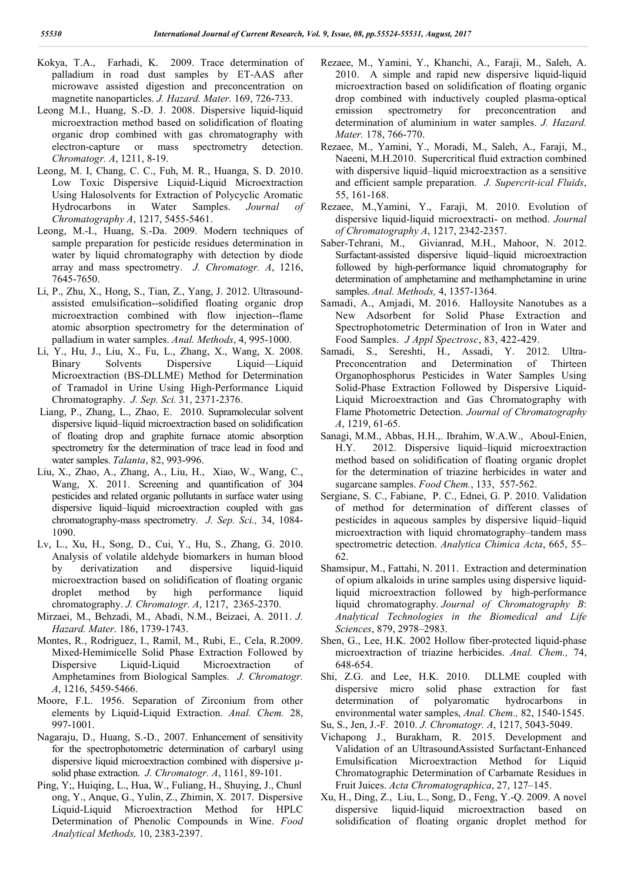Kokya, T.A., Farhadi, K. 2009. Trace determination of palladium in road dust samples by ET-AAS after microwave assisted digestion and preconcentration on magnetite nanoparticles. *J. Hazard. Mater.* 169, 726-733.

Leong M.I., Huang, S.-D. J. 2008. Dispersive liquid-liquid microextraction method based on solidification of floating organic drop combined with gas chromatography with electron-capture or mass spectrometry detection. *Chromatogr. A*, 1211, 8-19.

Leong, M. I, Chang, C. C., Fuh, M. R., Huanga, S. D. 2010. Low Toxic Dispersive Liquid-Liquid Microextraction Using Halosolvents for Extraction of Polycyclic Aromatic Hydrocarbons in Water Samples. *Journal of Chromatography A*, 1217, 5455-5461.

Leong, M.-I., Huang, S.-Da. 2009. Modern techniques of sample preparation for pesticide residues determination in water by liquid chromatography with detection by diode array and mass spectrometry. *J. Chromatogr. A*, 1216, 7645-7650.

Li, P., Zhu, X., Hong, S., Tian, Z., Yang, J. 2012. Ultrasound-assisted emulsification--solidified floating organic drop microextraction combined with flow injection--flame atomic absorption spectrometry for the determination of palladium in water samples. *Anal. Methods*, 4, 995-1000.

Li, Y., Hu, J., Liu, X., Fu, L., Zhang, X., Wang, X. 2008. Binary Solvents Dispersive Liquid—Liquid Microextraction (BS-DLLME) Method for Determination of Tramadol in Urine Using High-Performance Liquid Chromatography. *J. Sep. Sci.* 31, 2371-2376.

Liang, P., Zhang, L., Zhao, E. 2010. Supramolecular solvent dispersive liquid–liquid microextraction based on solidification of floating drop and graphite furnace atomic absorption spectrometry for the determination of trace lead in food and water samples. *Talanta*, 82, 993-996.

Liu, X., Zhao, A., Zhang, A., Liu, H., Xiao, W., Wang, C., Wang, X. 2011. Screening and quantification of 304 pesticides and related organic pollutants in surface water using dispersive liquid–liquid microextraction coupled with gas chromatography-mass spectrometry. *J. Sep. Sci.,* 34, 1084-1090.

Lv, L., Xu, H., Song, D., Cui, Y., Hu, S., Zhang, G. 2010. Analysis of volatile aldehyde biomarkers in human blood by derivatization and dispersive liquid-liquid microextraction based on solidification of floating organic droplet method by high performance liquid chromatography. *J. Chromatogr. A*, 1217, 2365-2370.

Mirzaei, M., Behzadi, M., Abadi, N.M., Beizaei, A. 2011. *J. Hazard. Mater*. 186, 1739-1743.

Montes, R., Rodriguez, I., Ramil, M., Rubi, E., Cela, R.2009. Mixed-Hemimicelle Solid Phase Extraction Followed by Dispersive Liquid-Liquid Microextraction of Amphetamines from Biological Samples. *J. Chromatogr. A*, 1216, 5459-5466.

Moore, F.L. 1956. Separation of Zirconium from other elements by Liquid-Liquid Extraction. *Anal. Chem.* 28, 997-1001.

Nagaraju, D., Huang, S.-D., 2007. Enhancement of sensitivity for the spectrophotometric determination of carbaryl using dispersive liquid microextraction combined with dispersive μ-solid phase extraction. *J. Chromatogr. A*, 1161, 89-101.

Ping, Y;, Huiqing, L., Hua, W., Fuliang, H., Shuying, J., Chunl ong, Y., Anque, G., Yulin, Z., Zhimin, X. 2017. Dispersive Liquid-Liquid Microextraction Method for HPLC Determination of Phenolic Compounds in Wine. *Food Analytical Methods,* 10, 2383-2397.

Rezaee, M., Yamini, Y., Khanchi, A., Faraji, M., Saleh, A. 2010. A simple and rapid new dispersive liquid-liquid microextraction based on solidification of floating organic drop combined with inductively coupled plasma-optical emission spectrometry for preconcentration and determination of aluminium in water samples. *J. Hazard. Mater.* 178, 766-770.

Rezaee, M., Yamini, Y., Moradi, M., Saleh, A., Faraji, M., Naeeni, M.H.2010. Supercritical fluid extraction combined with dispersive liquid–liquid microextraction as a sensitive and efficient sample preparation. *J. Supercrit-ical Fluids*, 55, 161-168.

Rezaee, M.,Yamini, Y., Faraji, M. 2010. Evolution of dispersive liquid-liquid microextracti- on method. *Journal of Chromatography A*, 1217, 2342-2357.

Saber-Tehrani, M., Givianrad, M.H., Mahoor, N. 2012. Surfactant-assisted dispersive liquid–liquid microextraction followed by high-performance liquid chromatography for determination of amphetamine and methamphetamine in urine samples. *Anal. Methods,* 4, 1357-1364.

Samadi, A., Amjadi, M. 2016. Halloysite Nanotubes as a New Adsorbent for Solid Phase Extraction and Spectrophotometric Determination of Iron in Water and Food Samples. *J Appl Spectrosc*, 83, 422-429.

Samadi, S., Sereshti, H., Assadi, Y. 2012. Ultra-Preconcentration and Determination of Thirteen Organophosphorus Pesticides in Water Samples Using Solid-Phase Extraction Followed by Dispersive Liquid-Liquid Microextraction and Gas Chromatography with Flame Photometric Detection. *Journal of Chromatography A*, 1219, 61-65.

Sanagi, M.M., Abbas, H.H.,. Ibrahim, W.A.W., Aboul-Enien, H.Y. 2012. Dispersive liquid–liquid microextraction method based on solidification of floating organic droplet for the determination of triazine herbicides in water and sugarcane samples. *Food Chem.*, 133, 557-562.

Sergiane, S. C., Fabiane, P. C., Ednei, G. P. 2010. Validation of method for determination of different classes of pesticides in aqueous samples by dispersive liquid–liquid microextraction with liquid chromatography–tandem mass spectrometric detection. *Analytica Chimica Acta*, 665, 55–62.

Shamsipur, M., Fattahi, N. 2011. Extraction and determination of opium alkaloids in urine samples using dispersive liquid-liquid microextraction followed by high-performance liquid chromatography. *Journal of Chromatography B*: *Analytical Technologies in the Biomedical and Life Sciences*, 879, 2978–2983.

Shen, G., Lee, H.K. 2002 Hollow fiber-protected liquid-phase microextraction of triazine herbicides. *Anal. Chem.,* 74, 648-654.

Shi, Z.G. and Lee, H.K. 2010. DLLME coupled with dispersive micro solid phase extraction for fast determination of polyaromatic hydrocarbons in environmental water samples, *Anal. Chem.,* 82, 1540-1545.

Su, S., Jen, J.-F. 2010. *J. Chromatogr. A*, 1217, 5043-5049.

Vichapong J., Burakham, R. 2015. Development and Validation of an UltrasoundAssisted Surfactant-Enhanced Emulsification Microextraction Method for Liquid Chromatographic Determination of Carbamate Residues in Fruit Juices. *Acta Chromatographica*, 27, 127–145.

Xu, H., Ding, Z., Liu, L., Song, D., Feng, Y.-Q. 2009. A novel dispersive liquid-liquid microextraction based on solidification of floating organic droplet method for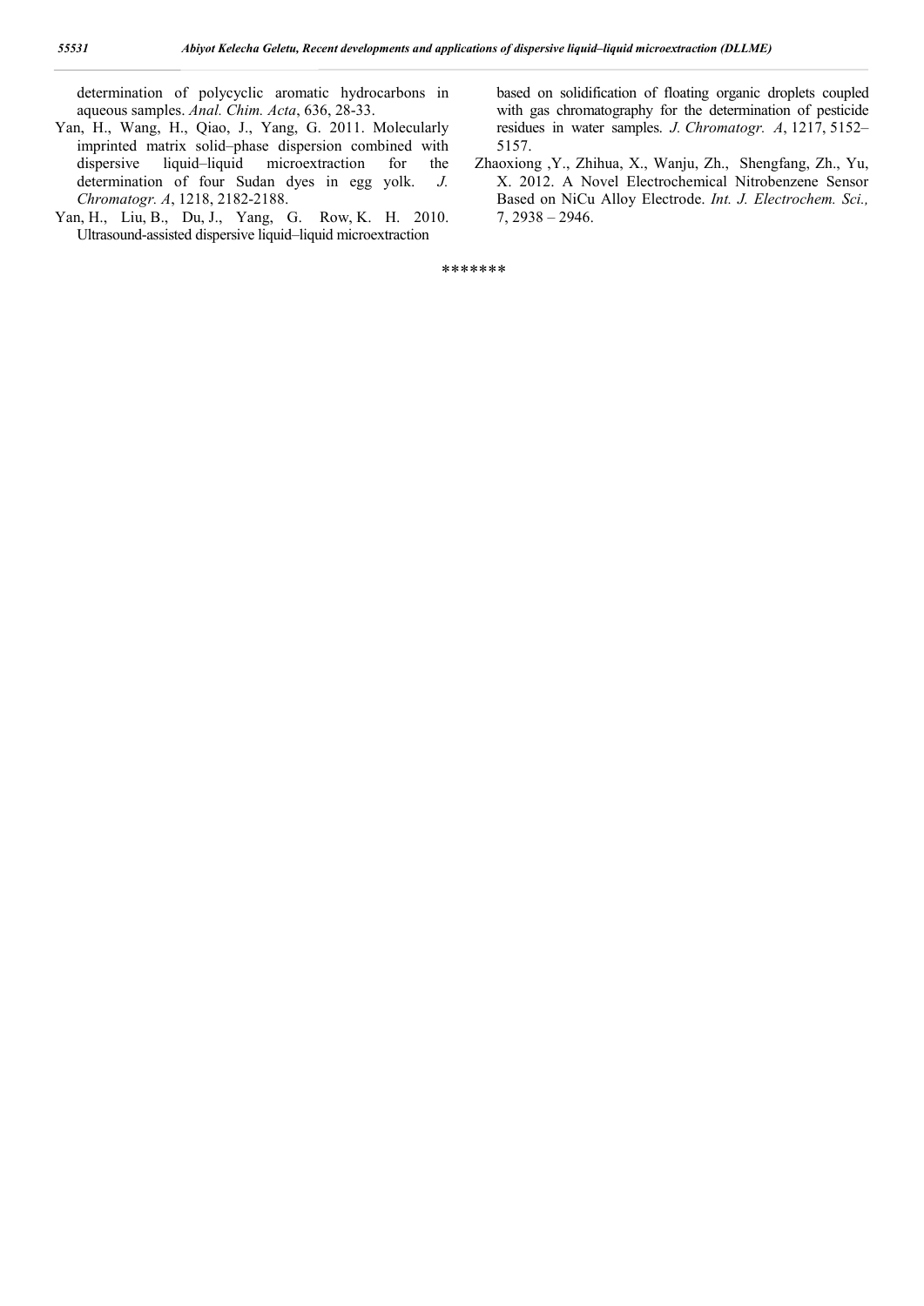determination of polycyclic aromatic hydrocarbons in aqueous samples. *Anal. Chim. Acta*, 636, 28-33.

Yan, H., Wang, H., Qiao, J., Yang, G. 2011. Molecularly imprinted matrix solid–phase dispersion combined with dispersive liquid–liquid microextraction for the determination of four Sudan dyes in egg yolk. *J. Chromatogr. A*, 1218, 2182-2188.

Yan, H., Liu, B., Du, J., Yang, G. Row, K. H. 2010. Ultrasound-assisted dispersive liquid–liquid microextraction based on solidification of floating organic droplets coupled with gas chromatography for the determination of pesticide residues in water samples. *J. Chromatogr. A*, 1217, 5152–5157.

Zhaoxiong ,Y., Zhihua, X., Wanju, Zh., Shengfang, Zh., Yu, X. 2012. A Novel Electrochemical Nitrobenzene Sensor Based on NiCu Alloy Electrode. *Int. J. Electrochem. Sci.,* 7, 2938 – 2946.

*******